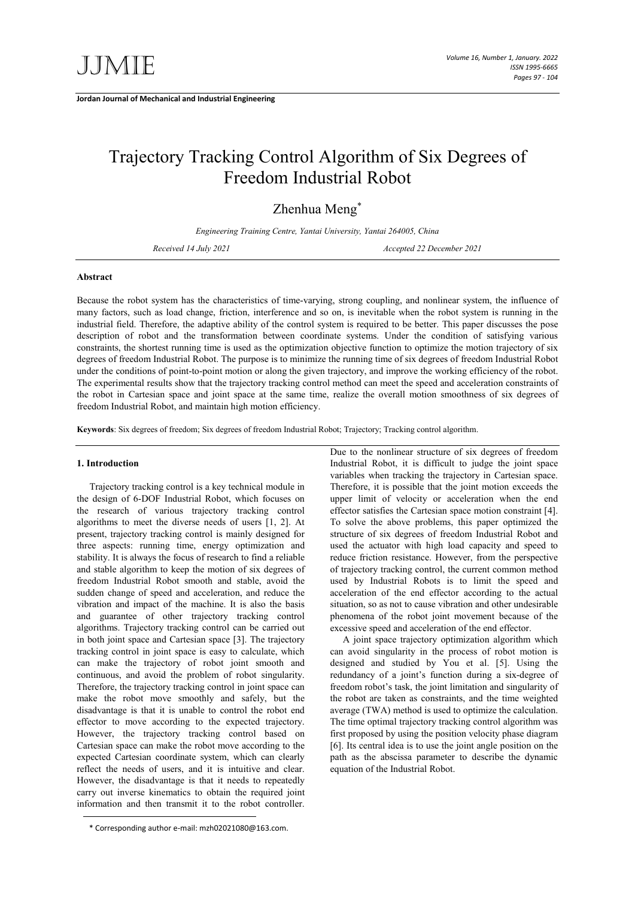# Trajectory Tracking Control Algorithm of Six Degrees of Freedom Industrial Robot

Zhenhua Meng[*]

*Engineering Training Centre, Yantai University, Yantai 264005, China*

*Received 14 July 2021* *Accepted 22 December 2021*

## Abstract

Because the robot system has the characteristics of time-varying, strong coupling, and nonlinear system, the influence of many factors, such as load change, friction, interference and so on, is inevitable when the robot system is running in the industrial field. Therefore, the adaptive ability of the control system is required to be better. This paper discusses the pose description of robot and the transformation between coordinate systems. Under the condition of satisfying various constraints, the shortest running time is used as the optimization objective function to optimize the motion trajectory of six degrees of freedom Industrial Robot. The purpose is to minimize the running time of six degrees of freedom Industrial Robot under the conditions of point-to-point motion or along the given trajectory, and improve the working efficiency of the robot. The experimental results show that the trajectory tracking control method can meet the speed and acceleration constraints of the robot in Cartesian space and joint space at the same time, realize the overall motion smoothness of six degrees of freedom Industrial Robot, and maintain high motion efficiency.

**Keywords**: Six degrees of freedom; Six degrees of freedom Industrial Robot; Trajectory; Tracking control algorithm.

## 1. Introduction

Trajectory tracking control is a key technical module in the design of 6-DOF Industrial Robot, which focuses on the research of various trajectory tracking control algorithms to meet the diverse needs of users [1, 2]. At present, trajectory tracking control is mainly designed for three aspects: running time, energy optimization and stability. It is always the focus of research to find a reliable and stable algorithm to keep the motion of six degrees of freedom Industrial Robot smooth and stable, avoid the sudden change of speed and acceleration, and reduce the vibration and impact of the machine. It is also the basis and guarantee of other trajectory tracking control algorithms. Trajectory tracking control can be carried out in both joint space and Cartesian space [3]. The trajectory tracking control in joint space is easy to calculate, which can make the trajectory of robot joint smooth and continuous, and avoid the problem of robot singularity. Therefore, the trajectory tracking control in joint space can make the robot move smoothly and safely, but the disadvantage is that it is unable to control the robot end effector to move according to the expected trajectory. However, the trajectory tracking control based on Cartesian space can make the robot move according to the expected Cartesian coordinate system, which can clearly reflect the needs of users, and it is intuitive and clear. However, the disadvantage is that it needs to repeatedly carry out inverse kinematics to obtain the required joint information and then transmit it to the robot controller. Due to the nonlinear structure of six degrees of freedom Industrial Robot, it is difficult to judge the joint space variables when tracking the trajectory in Cartesian space. Therefore, it is possible that the joint motion exceeds the upper limit of velocity or acceleration when the end effector satisfies the Cartesian space motion constraint [4]. To solve the above problems, this paper optimized the structure of six degrees of freedom Industrial Robot and used the actuator with high load capacity and speed to reduce friction resistance. However, from the perspective of trajectory tracking control, the current common method used by Industrial Robots is to limit the speed and acceleration of the end effector according to the actual situation, so as not to cause vibration and other undesirable phenomena of the robot joint movement because of the excessive speed and acceleration of the end effector.

A joint space trajectory optimization algorithm which can avoid singularity in the process of robot motion is designed and studied by You et al. [5]. Using the redundancy of a joint's function during a six-degree of freedom robot's task, the joint limitation and singularity of the robot are taken as constraints, and the time weighted average (TWA) method is used to optimize the calculation. The time optimal trajectory tracking control algorithm was first proposed by using the position velocity phase diagram [6]. Its central idea is to use the joint angle position on the path as the abscissa parameter to describe the dynamic equation of the Industrial Robot.

[*] Corresponding author e-mail: mzh02021080@163.com.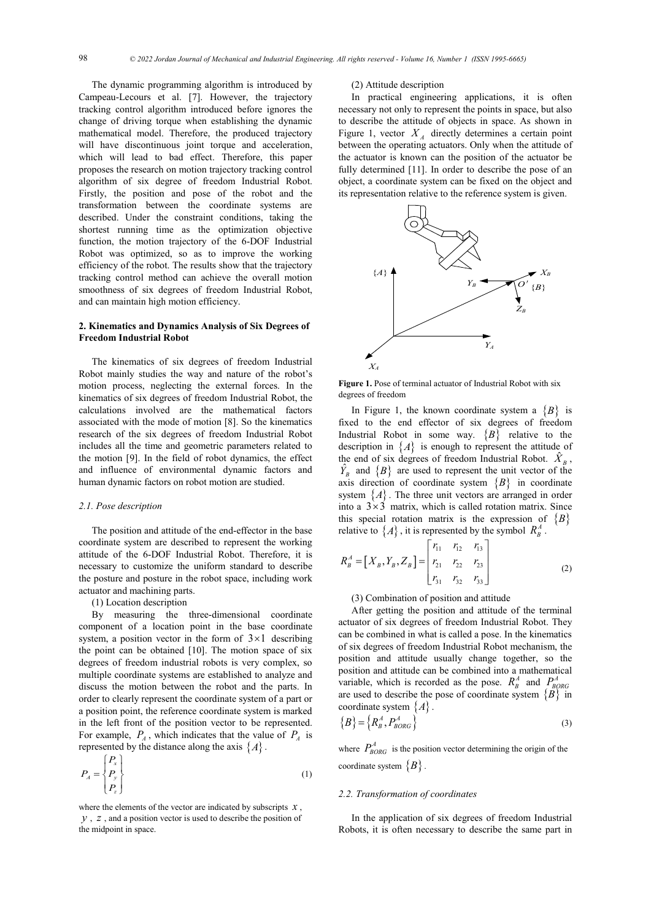The dynamic programming algorithm is introduced by Campeau-Lecours et al. [7]. However, the trajectory tracking control algorithm introduced before ignores the change of driving torque when establishing the dynamic mathematical model. Therefore, the produced trajectory will have discontinuous joint torque and acceleration, which will lead to bad effect. Therefore, this paper proposes the research on motion trajectory tracking control algorithm of six degree of freedom Industrial Robot. Firstly, the position and pose of the robot and the transformation between the coordinate systems are described. Under the constraint conditions, taking the shortest running time as the optimization objective function, the motion trajectory of the 6-DOF Industrial Robot was optimized, so as to improve the working efficiency of the robot. The results show that the trajectory tracking control method can achieve the overall motion smoothness of six degrees of freedom Industrial Robot, and can maintain high motion efficiency.

## 2. Kinematics and Dynamics Analysis of Six Degrees of Freedom Industrial Robot

The kinematics of six degrees of freedom Industrial Robot mainly studies the way and nature of the robot's motion process, neglecting the external forces. In the kinematics of six degrees of freedom Industrial Robot, the calculations involved are the mathematical factors associated with the mode of motion [8]. So the kinematics research of the six degrees of freedom Industrial Robot includes all the time and geometric parameters related to the motion [9]. In the field of robot dynamics, the effect and influence of environmental dynamic factors and human dynamic factors on robot motion are studied.

### 2.1. Pose description

The position and attitude of the end-effector in the base coordinate system are described to represent the working attitude of the 6-DOF Industrial Robot. Therefore, it is necessary to customize the uniform standard to describe the posture and posture in the robot space, including work actuator and machining parts.

(1) Location description

By measuring the three-dimensional coordinate component of a location point in the base coordinate system, a position vector in the form of $3 \times 1$ describing the point can be obtained [10]. The motion space of six degrees of freedom industrial robots is very complex, so multiple coordinate systems are established to analyze and discuss the motion between the robot and the parts. In order to clearly represent the coordinate system of a part or a position point, the reference coordinate system is marked in the left front of the position vector to be represented. For example, $P_A$, which indicates that the value of $P_A$ is represented by the distance along the axis $\{A\}$.

$$P_A = \begin{Bmatrix} P_x \\ P_y \\ P_z \end{Bmatrix} \tag{1}$$

where the elements of the vector are indicated by subscripts $x$, $y$, $z$, and a position vector is used to describe the position of the midpoint in space.

(2) Attitude description

In practical engineering applications, it is often necessary not only to represent the points in space, but also to describe the attitude of objects in space. As shown in Figure 1, vector $X_A$ directly determines a certain point between the operating actuators. Only when the attitude of the actuator is known can the position of the actuator be fully determined [11]. In order to describe the pose of an object, a coordinate system can be fixed on the object and its representation relative to the reference system is given.

**Figure 1.** Pose of terminal actuator of Industrial Robot with six degrees of freedom

In Figure 1, the known coordinate system a $\{B\}$ is fixed to the end effector of six degrees of freedom Industrial Robot in some way. $\{B\}$ relative to the description in $\{A\}$ is enough to represent the attitude of the end of six degrees of freedom Industrial Robot. $\hat{X}_B$, $\hat{Y}_B$ and $\{B\}$ are used to represent the unit vector of the axis direction of coordinate system $\{B\}$ in coordinate system $\{A\}$. The three unit vectors are arranged in order into a $3 \times 3$ matrix, which is called rotation matrix. Since this special rotation matrix is the expression of $\{B\}$ relative to $\{A\}$, it is represented by the symbol $R_B^A$.

$$R_B^A = [X_B, Y_B, Z_B] = \begin{bmatrix} r_{11} & r_{12} & r_{13} \\ r_{21} & r_{22} & r_{23} \\ r_{31} & r_{32} & r_{33} \end{bmatrix} \tag{2}$$

(3) Combination of position and attitude

After getting the position and attitude of the terminal actuator of six degrees of freedom Industrial Robot. They can be combined in what is called a pose. In the kinematics of six degrees of freedom Industrial Robot mechanism, the position and attitude usually change together, so the position and attitude can be combined into a mathematical variable, which is recorded as the pose. $R_B^A$ and $P_{BORG}^A$ are used to describe the pose of coordinate system $\{B\}$ in coordinate system $\{A\}$.

$$\{B\} = \{R_B^A, P_{BORG}^A\} \tag{3}$$

where $P_{BORG}^A$ is the position vector determining the origin of the coordinate system $\{B\}$.

### 2.2. Transformation of coordinates

In the application of six degrees of freedom Industrial Robots, it is often necessary to describe the same part in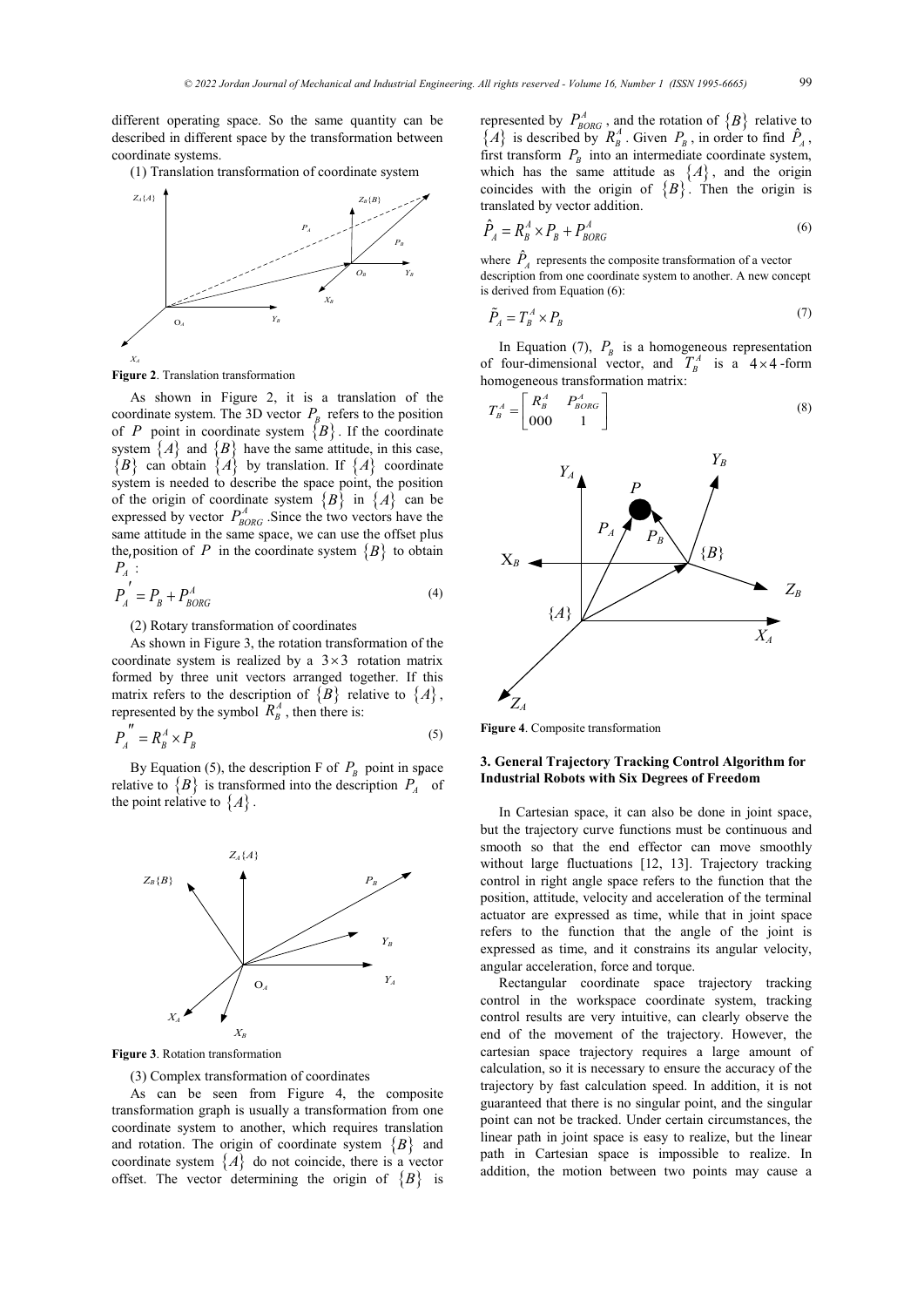different operating space. So the same quantity can be described in different space by the transformation between coordinate systems.

(1) Translation transformation of coordinate system

**Figure 2**. Translation transformation

As shown in Figure 2, it is a translation of the coordinate system. The 3D vector $P_B$ refers to the position of $P$ point in coordinate system $\{B\}$. If the coordinate system $\{A\}$ and $\{B\}$ have the same attitude, in this case, $\{B\}$ can obtain $\{A\}$ by translation. If $\{A\}$ coordinate system is needed to describe the space point, the position of the origin of coordinate system $\{B\}$ in $\{A\}$ can be expressed by vector $P_{BORG}^{A}$ .Since the two vectors have the same attitude in the same space, we can use the offset plus the,position of $P$ in the coordinate system $\{B\}$ to obtain $P_A$ :

$$P_A^{'} = P_B + P_{BORG}^{A} \tag{4}$$

(2) Rotary transformation of coordinates

As shown in Figure 3, the rotation transformation of the coordinate system is realized by a $3 \times 3$ rotation matrix formed by three unit vectors arranged together. If this matrix refers to the description of $\{B\}$ relative to $\{A\}$, represented by the symbol $R_B^A$ , then there is:

$$P_A^{''} = R_B^A \times P_B \tag{5}$$

By Equation (5), the description F of $P_B$ point in space relative to $\{B\}$ is transformed into the description $P_A$ of the point relative to $\{A\}$.

**Figure 3**. Rotation transformation

(3) Complex transformation of coordinates

As can be seen from Figure 4, the composite transformation graph is usually a transformation from one coordinate system to another, which requires translation and rotation. The origin of coordinate system $\{B\}$ and coordinate system $\{A\}$ do not coincide, there is a vector offset. The vector determining the origin of $\{B\}$ is represented by $P_{BORG}^{A}$ , and the rotation of $\{B\}$ relative to $\{A\}$ is described by $R_B^A$ . Given $P_B$ , in order to find $\hat{P}_A$ , first transform $P_B$ into an intermediate coordinate system, which has the same attitude as $\{A\}$, and the origin coincides with the origin of $\{B\}$. Then the origin is translated by vector addition.

$$\hat{P}_A = R_B^A \times P_B + P_{BORG}^{A} \tag{6}$$

where $\hat{P}_A$ represents the composite transformation of a vector description from one coordinate system to another. A new concept is derived from Equation (6):

$$\tilde{P}_A = T_B^A \times P_B \tag{7}$$

In Equation (7), $P_B$ is a homogeneous representation of four-dimensional vector, and $T_B^A$ is a $4 \times 4$ -form homogeneous transformation matrix:

$$T_B^A = \begin{bmatrix} R_B^A & P_{BORG}^{A} \\ 000 & 1 \end{bmatrix} \tag{8}$$

**Figure 4**. Composite transformation

### 3. General Trajectory Tracking Control Algorithm for Industrial Robots with Six Degrees of Freedom

In Cartesian space, it can also be done in joint space, but the trajectory curve functions must be continuous and smooth so that the end effector can move smoothly without large fluctuations [12, 13]. Trajectory tracking control in right angle space refers to the function that the position, attitude, velocity and acceleration of the terminal actuator are expressed as time, while that in joint space refers to the function that the angle of the joint is expressed as time, and it constrains its angular velocity, angular acceleration, force and torque.

Rectangular coordinate space trajectory tracking control in the workspace coordinate system, tracking control results are very intuitive, can clearly observe the end of the movement of the trajectory. However, the cartesian space trajectory requires a large amount of calculation, so it is necessary to ensure the accuracy of the trajectory by fast calculation speed. In addition, it is not guaranteed that there is no singular point, and the singular point can not be tracked. Under certain circumstances, the linear path in joint space is easy to realize, but the linear path in Cartesian space is impossible to realize. In addition, the motion between two points may cause a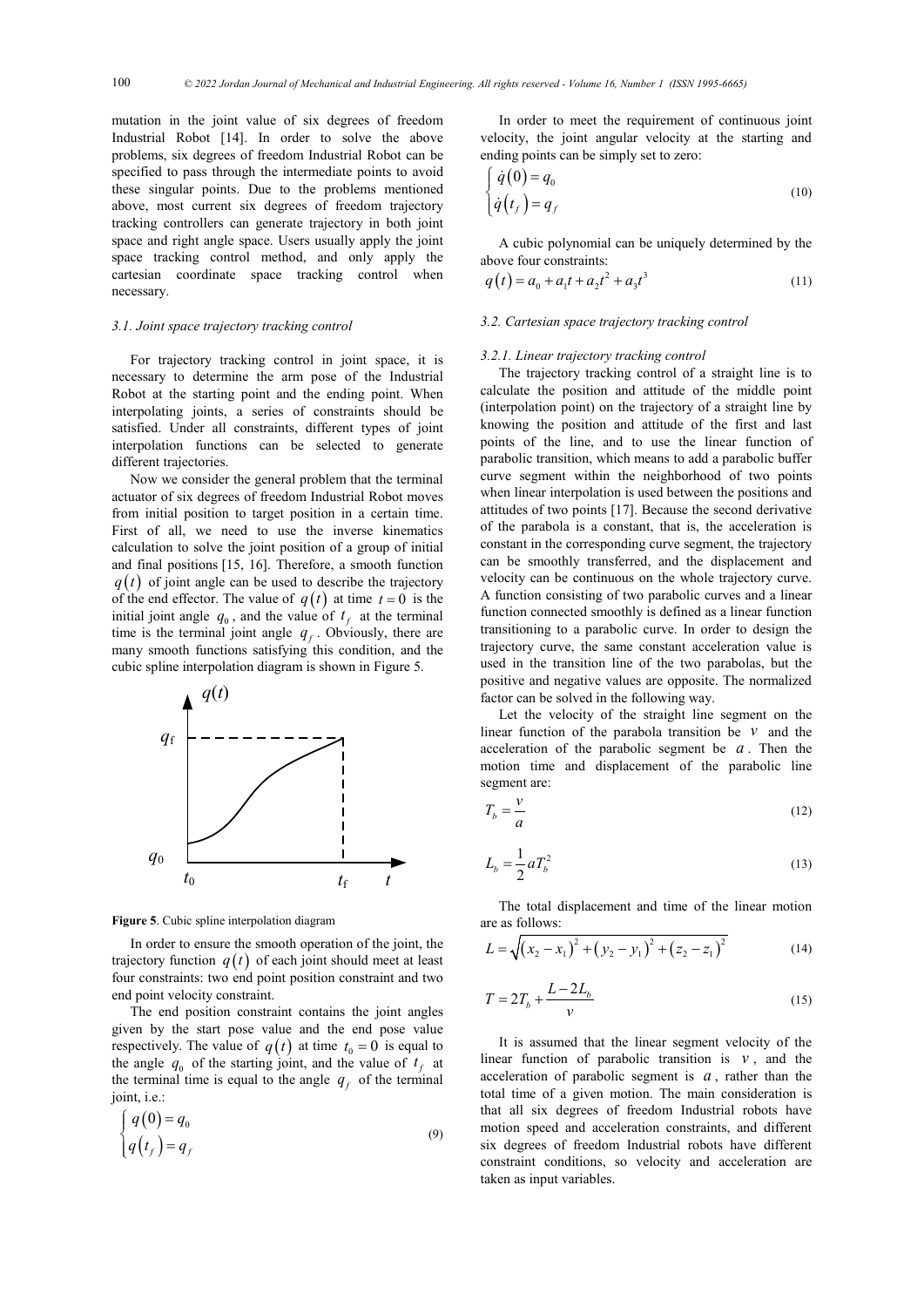mutation in the joint value of six degrees of freedom Industrial Robot [14]. In order to solve the above problems, six degrees of freedom Industrial Robot can be specified to pass through the intermediate points to avoid these singular points. Due to the problems mentioned above, most current six degrees of freedom trajectory tracking controllers can generate trajectory in both joint space and right angle space. Users usually apply the joint space tracking control method, and only apply the cartesian coordinate space tracking control when necessary.

### *3.1. Joint space trajectory tracking control*

For trajectory tracking control in joint space, it is necessary to determine the arm pose of the Industrial Robot at the starting point and the ending point. When interpolating joints, a series of constraints should be satisfied. Under all constraints, different types of joint interpolation functions can be selected to generate different trajectories.

Now we consider the general problem that the terminal actuator of six degrees of freedom Industrial Robot moves from initial position to target position in a certain time. First of all, we need to use the inverse kinematics calculation to solve the joint position of a group of initial and final positions [15, 16]. Therefore, a smooth function $q(t)$ of joint angle can be used to describe the trajectory of the end effector. The value of $q(t)$ at time $t=0$ is the initial joint angle $q_0$, and the value of $t_f$ at the terminal time is the terminal joint angle $q_f$. Obviously, there are many smooth functions satisfying this condition, and the cubic spline interpolation diagram is shown in Figure 5.

**Figure 5**. Cubic spline interpolation diagram

In order to ensure the smooth operation of the joint, the trajectory function $q(t)$ of each joint should meet at least four constraints: two end point position constraint and two end point velocity constraint.

The end position constraint contains the joint angles given by the start pose value and the end pose value respectively. The value of $q(t)$ at time $t_0 = 0$ is equal to the angle $q_0$ of the starting joint, and the value of $t_f$ at the terminal time is equal to the angle $q_f$ of the terminal joint, i.e.:

$$\begin{cases} q(0) = q_0 \\ q(t_f) = q_f \end{cases} \tag{9}$$

In order to meet the requirement of continuous joint velocity, the joint angular velocity at the starting and ending points can be simply set to zero:

$$\begin{cases} \dot{q}(0) = q_0 \\ \dot{q}(t_f) = q_f \end{cases} \tag{10}$$

A cubic polynomial can be uniquely determined by the above four constraints:

$$q(t) = a_0 + a_1 t + a_2 t^2 + a_3 t^3 \tag{11}$$

### *3.2. Cartesian space trajectory tracking control*

#### *3.2.1. Linear trajectory tracking control*

The trajectory tracking control of a straight line is to calculate the position and attitude of the middle point (interpolation point) on the trajectory of a straight line by knowing the position and attitude of the first and last points of the line, and to use the linear function of parabolic transition, which means to add a parabolic buffer curve segment within the neighborhood of two points when linear interpolation is used between the positions and attitudes of two points [17]. Because the second derivative of the parabola is a constant, that is, the acceleration is constant in the corresponding curve segment, the trajectory can be smoothly transferred, and the displacement and velocity can be continuous on the whole trajectory curve. A function consisting of two parabolic curves and a linear function connected smoothly is defined as a linear function transitioning to a parabolic curve. In order to design the trajectory curve, the same constant acceleration value is used in the transition line of the two parabolas, but the positive and negative values are opposite. The normalized factor can be solved in the following way.

Let the velocity of the straight line segment on the linear function of the parabola transition be $v$ and the acceleration of the parabolic segment be $a$. Then the motion time and displacement of the parabolic line segment are:

$$T_b = \frac{v}{a} \tag{12}$$

$$L_b = \frac{1}{2} a T_b^2 \tag{13}$$

The total displacement and time of the linear motion are as follows:

$$L = \sqrt{(x_2 - x_1)^2 + (y_2 - y_1)^2 + (z_2 - z_1)^2} \tag{14}$$

$$T = 2T_b + \frac{L - 2L_b}{v} \tag{15}$$

It is assumed that the linear segment velocity of the linear function of parabolic transition is $v$, and the acceleration of parabolic segment is $a$, rather than the total time of a given motion. The main consideration is that all six degrees of freedom Industrial robots have motion speed and acceleration constraints, and different six degrees of freedom Industrial robots have different constraint conditions, so velocity and acceleration are taken as input variables.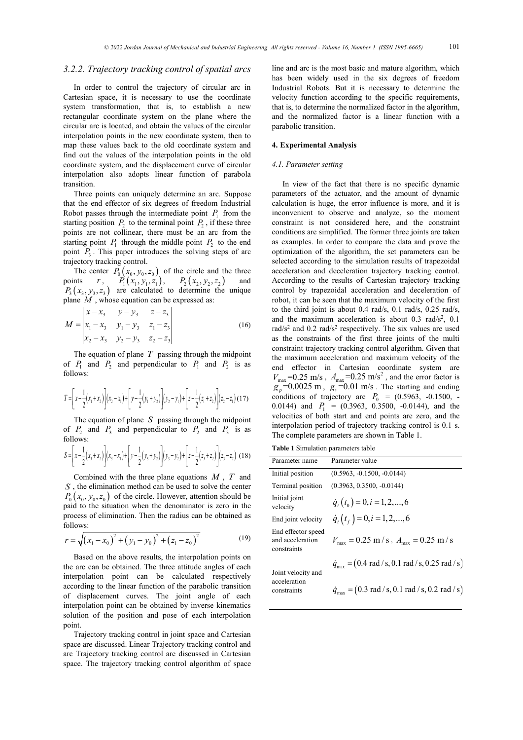### 3.2.2. Trajectory tracking control of spatial arcs

In order to control the trajectory of circular arc in Cartesian space, it is necessary to use the coordinate system transformation, that is, to establish a new rectangular coordinate system on the plane where the circular arc is located, and obtain the values of the circular interpolation points in the new coordinate system, then to map these values back to the old coordinate system and find out the values of the interpolation points in the old coordinate system, and the displacement curve of circular interpolation also adopts linear function of parabola transition.

Three points can uniquely determine an arc. Suppose that the end effector of six degrees of freedom Industrial Robot passes through the intermediate point $P_1$ from the starting position $P_2$ to the terminal point $P_2$, if these three points are not collinear, there must be an arc from the starting point $P_1$ through the middle point $P_2$ to the end point $P_3$. This paper introduces the solving steps of arc trajectory tracking control.

The center $P_0(x_0, y_0, z_0)$ of the circle and the three points $r$, $P_1(x_1, y_1, z_1)$, $P_2(x_2, y_2, z_2)$ and $P_3(x_3, y_3, z_3)$ are calculated to determine the unique plane $M$, whose equation can be expressed as:

$$M = \begin{vmatrix} x - x_3 & y - y_3 & z - z_3 \\ x_1 - x_3 & y_1 - y_3 & z_1 - z_3 \\ x_2 - x_3 & y_2 - y_3 & z_2 - z_3 \end{vmatrix} \tag{16}$$

The equation of plane $T$ passing through the midpoint of $P_1$ and $P_2$ and perpendicular to $P_1$ and $P_2$ is as follows:

$$T = \left[x - \frac{1}{2}(x_1 + x_2)\right](x_2 - x_1) + \left[y - \frac{1}{2}(y_1 + y_2)\right](y_2 - y_1) + \left[z - \frac{1}{2}(z_1 + z_2)\right](z_2 - z_1) \tag{17}$$

The equation of plane $S$ passing through the midpoint of $P_2$ and $P_3$ and perpendicular to $P_2$ and $P_3$ is as follows:

$$S = \left[x - \frac{1}{2}(x_3 + x_2)\right](x_3 - x_1) + \left[y - \frac{1}{2}(y_3 + y_2)\right](y_3 - y_2) + \left[z - \frac{1}{2}(z_3 + z_2)\right](z_3 - z_2) \tag{18}$$

Combined with the three plane equations $M$, $T$ and $S$, the elimination method can be used to solve the center $P_0(x_0, y_0, z_0)$ of the circle. However, attention should be paid to the situation when the denominator is zero in the process of elimination. Then the radius can be obtained as follows:

$$r = \sqrt{(x_1 - x_0)^2 + (y_1 - y_0)^2 + (z_1 - z_0)^2} \tag{19}$$

Based on the above results, the interpolation points on the arc can be obtained. The three attitude angles of each interpolation point can be calculated respectively according to the linear function of the parabolic transition of displacement curves. The joint angle of each interpolation point can be obtained by inverse kinematics solution of the position and pose of each interpolation point.

Trajectory tracking control in joint space and Cartesian space are discussed. Linear Trajectory tracking control and arc Trajectory tracking control are discussed in Cartesian space. The trajectory tracking control algorithm of space line and arc is the most basic and mature algorithm, which has been widely used in the six degrees of freedom Industrial Robots. But it is necessary to determine the velocity function according to the specific requirements, that is, to determine the normalized factor in the algorithm, and the normalized factor is a linear function with a parabolic transition.

## 4. Experimental Analysis

### 4.1. Parameter setting

In view of the fact that there is no specific dynamic parameters of the actuator, and the amount of dynamic calculation is huge, the error influence is more, and it is inconvenient to observe and analyze, so the moment constraint is not considered here, and the constraint conditions are simplified. The former three joints are taken as examples. In order to compare the data and prove the optimization of the algorithm, the set parameters can be selected according to the simulation results of trapezoidal acceleration and deceleration trajectory tracking control. According to the results of Cartesian trajectory tracking control by trapezoidal acceleration and deceleration of robot, it can be seen that the maximum velocity of the first to the third joint is about 0.4 rad/s, 0.1 rad/s, 0.25 rad/s, and the maximum acceleration is about 0.3 rad/s$^2$, 0.1 rad/s$^2$ and 0.2 rad/s$^2$ respectively. The six values are used as the constraints of the first three joints of the multi constraint trajectory tracking control algorithm. Given that the maximum acceleration and maximum velocity of the end effector in Cartesian coordinate system are $V_{\max}$=0.25 m/s, $A_{\max}$=0.25 m/s$^2$, and the error factor is $g_p$=0.0025 m, $g_v$=0.01 m/s. The starting and ending conditions of trajectory are $P_0$ = (0.5963, -0.1500, -0.0144) and $P_1$ = (0.3963, 0.3500, -0.0144), and the velocities of both start and end points are zero, and the interpolation period of trajectory tracking control is 0.1 s. The complete parameters are shown in Table 1.

**Table 1** Simulation parameters table

| Parameter name | Parameter value |
|---|---|
| Initial position | (0.5963, -0.1500, -0.0144) |
| Terminal position | (0.3963, 0.3500, -0.0144) |
| Initial joint velocity | $\dot{q}_i(t_0) = 0, i = 1, 2, ..., 6$ |
| End joint velocity | $\dot{q}_i(t_f) = 0, i = 1, 2, ..., 6$ |
| End effector speed and acceleration constraints | $V_{\max} = 0.25$ m/s, $A_{\max} = 0.25$ m/s |
| Joint velocity and acceleration constraints | $\dot{q}_{\max} = (0.4\ \text{rad/s}, 0.1\ \text{rad/s}, 0.25\ \text{rad/s})$ <br> $\dot{q}_{\max} = (0.3\ \text{rad/s}, 0.1\ \text{rad/s}, 0.2\ \text{rad/s})$ |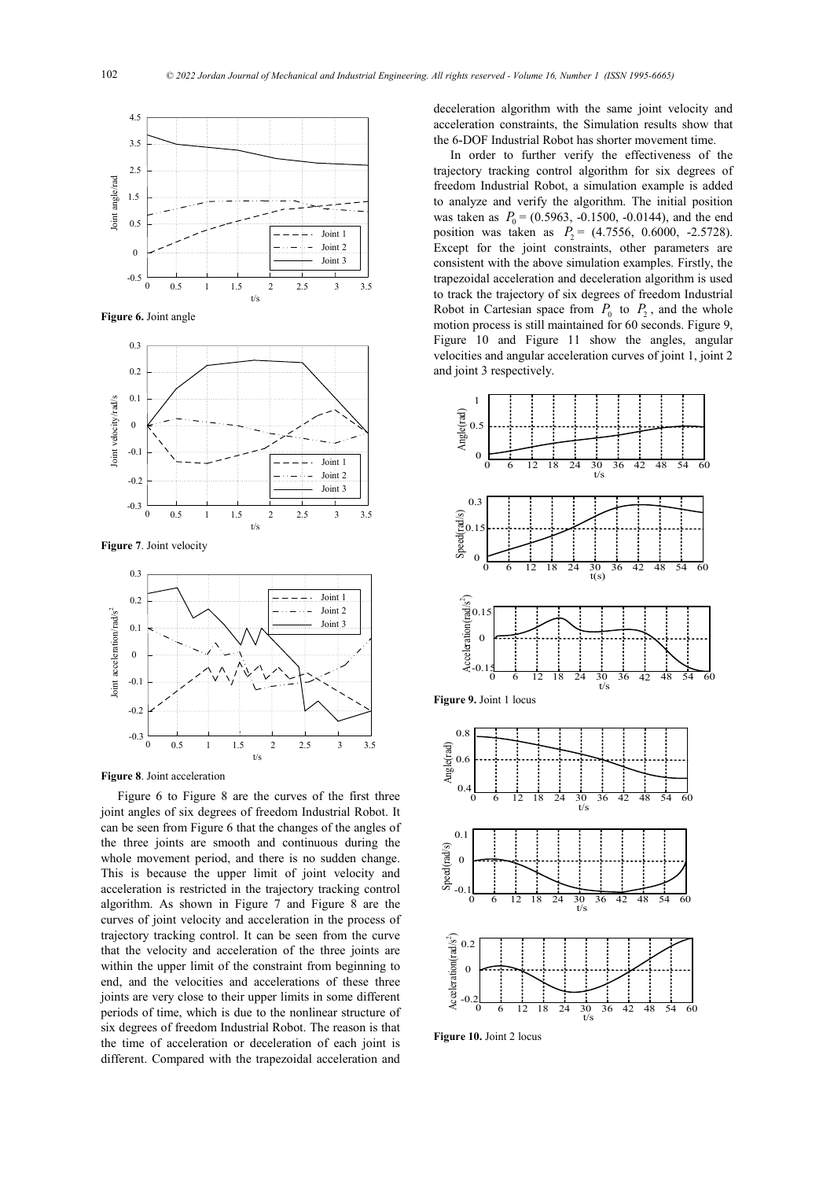Figure 6. Joint angle

Figure 7. Joint velocity

Figure 8. Joint acceleration

Figure 6 to Figure 8 are the curves of the first three joint angles of six degrees of freedom Industrial Robot. It can be seen from Figure 6 that the changes of the angles of the three joints are smooth and continuous during the whole movement period, and there is no sudden change. This is because the upper limit of joint velocity and acceleration is restricted in the trajectory tracking control algorithm. As shown in Figure 7 and Figure 8 are the curves of joint velocity and acceleration in the process of trajectory tracking control. It can be seen from the curve that the velocity and acceleration of the three joints are within the upper limit of the constraint from beginning to end, and the velocities and accelerations of these three joints are very close to their upper limits in some different periods of time, which is due to the nonlinear structure of six degrees of freedom Industrial Robot. The reason is that the time of acceleration or deceleration of each joint is different. Compared with the trapezoidal acceleration and deceleration algorithm with the same joint velocity and acceleration constraints, the Simulation results show that the 6-DOF Industrial Robot has shorter movement time.

In order to further verify the effectiveness of the trajectory tracking control algorithm for six degrees of freedom Industrial Robot, a simulation example is added to analyze and verify the algorithm. The initial position was taken as $P_0$ = (0.5963, -0.1500, -0.0144), and the end position was taken as $P_2$ = (4.7556, 0.6000, -2.5728). Except for the joint constraints, other parameters are consistent with the above simulation examples. Firstly, the trapezoidal acceleration and deceleration algorithm is used to track the trajectory of six degrees of freedom Industrial Robot in Cartesian space from $P_0$ to $P_2$, and the whole motion process is still maintained for 60 seconds. Figure 9, Figure 10 and Figure 11 show the angles, angular velocities and angular acceleration curves of joint 1, joint 2 and joint 3 respectively.

Figure 9. Joint 1 locus

Figure 10. Joint 2 locus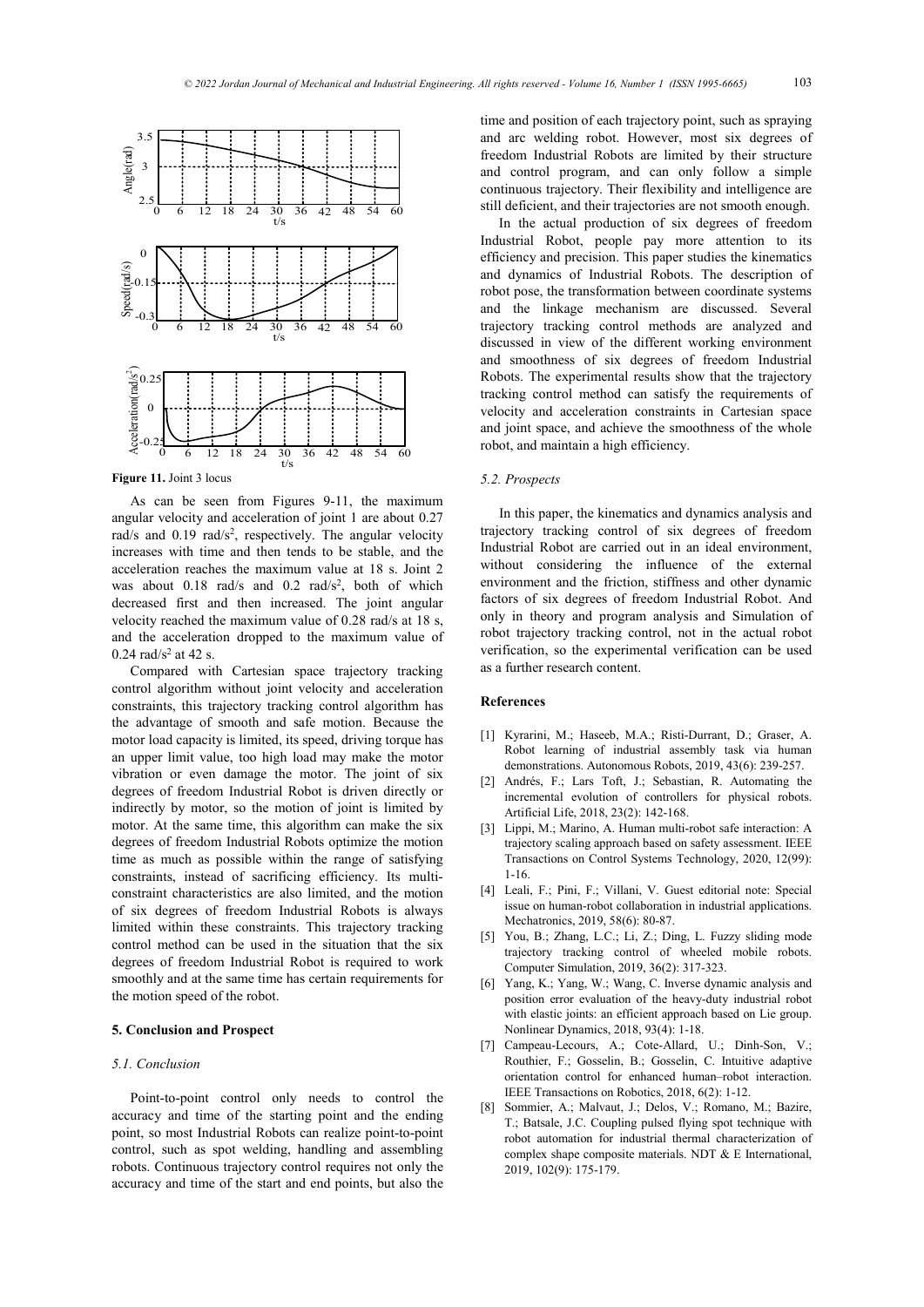**Figure 11.** Joint 3 locus

As can be seen from Figures 9-11, the maximum angular velocity and acceleration of joint 1 are about 0.27 rad/s and 0.19 rad/s$^2$, respectively. The angular velocity increases with time and then tends to be stable, and the acceleration reaches the maximum value at 18 s. Joint 2 was about 0.18 rad/s and 0.2 rad/s$^2$, both of which decreased first and then increased. The joint angular velocity reached the maximum value of 0.28 rad/s at 18 s, and the acceleration dropped to the maximum value of 0.24 rad/s$^2$ at 42 s.

Compared with Cartesian space trajectory tracking control algorithm without joint velocity and acceleration constraints, this trajectory tracking control algorithm has the advantage of smooth and safe motion. Because the motor load capacity is limited, its speed, driving torque has an upper limit value, too high load may make the motor vibration or even damage the motor. The joint of six degrees of freedom Industrial Robot is driven directly or indirectly by motor, so the motion of joint is limited by motor. At the same time, this algorithm can make the six degrees of freedom Industrial Robots optimize the motion time as much as possible within the range of satisfying constraints, instead of sacrificing efficiency. Its multi-constraint characteristics are also limited, and the motion of six degrees of freedom Industrial Robots is always limited within these constraints. This trajectory tracking control method can be used in the situation that the six degrees of freedom Industrial Robot is required to work smoothly and at the same time has certain requirements for the motion speed of the robot.

## 5. Conclusion and Prospect

### 5.1. Conclusion

Point-to-point control only needs to control the accuracy and time of the starting point and the ending point, so most Industrial Robots can realize point-to-point control, such as spot welding, handling and assembling robots. Continuous trajectory control requires not only the accuracy and time of the start and end points, but also the time and position of each trajectory point, such as spraying and arc welding robot. However, most six degrees of freedom Industrial Robots are limited by their structure and control program, and can only follow a simple continuous trajectory. Their flexibility and intelligence are still deficient, and their trajectories are not smooth enough.

In the actual production of six degrees of freedom Industrial Robot, people pay more attention to its efficiency and precision. This paper studies the kinematics and dynamics of Industrial Robots. The description of robot pose, the transformation between coordinate systems and the linkage mechanism are discussed. Several trajectory tracking control methods are analyzed and discussed in view of the different working environment and smoothness of six degrees of freedom Industrial Robots. The experimental results show that the trajectory tracking control method can satisfy the requirements of velocity and acceleration constraints in Cartesian space and joint space, and achieve the smoothness of the whole robot, and maintain a high efficiency.

### 5.2. Prospects

In this paper, the kinematics and dynamics analysis and trajectory tracking control of six degrees of freedom Industrial Robot are carried out in an ideal environment, without considering the influence of the external environment and the friction, stiffness and other dynamic factors of six degrees of freedom Industrial Robot. And only in theory and program analysis and Simulation of robot trajectory tracking control, not in the actual robot verification, so the experimental verification can be used as a further research content.

## References

[1] Kyrarini, M.; Haseeb, M.A.; Risti-Durrant, D.; Graser, A. Robot learning of industrial assembly task via human demonstrations. Autonomous Robots, 2019, 43(6): 239-257.

[2] Andrés, F.; Lars Toft, J.; Sebastian, R. Automating the incremental evolution of controllers for physical robots. Artificial Life, 2018, 23(2): 142-168.

[3] Lippi, M.; Marino, A. Human multi-robot safe interaction: A trajectory scaling approach based on safety assessment. IEEE Transactions on Control Systems Technology, 2020, 12(99): 1-16.

[4] Leali, F.; Pini, F.; Villani, V. Guest editorial note: Special issue on human-robot collaboration in industrial applications. Mechatronics, 2019, 58(6): 80-87.

[5] You, B.; Zhang, L.C.; Li, Z.; Ding, L. Fuzzy sliding mode trajectory tracking control of wheeled mobile robots. Computer Simulation, 2019, 36(2): 317-323.

[6] Yang, K.; Yang, W.; Wang, C. Inverse dynamic analysis and position error evaluation of the heavy-duty industrial robot with elastic joints: an efficient approach based on Lie group. Nonlinear Dynamics, 2018, 93(4): 1-18.

[7] Campeau-Lecours, A.; Cote-Allard, U.; Dinh-Son, V.; Routhier, F.; Gosselin, B.; Gosselin, C. Intuitive adaptive orientation control for enhanced human–robot interaction. IEEE Transactions on Robotics, 2018, 6(2): 1-12.

[8] Sommier, A.; Malvaut, J.; Delos, V.; Romano, M.; Bazire, T.; Batsale, J.C. Coupling pulsed flying spot technique with robot automation for industrial thermal characterization of complex shape composite materials. NDT & E International, 2019, 102(9): 175-179.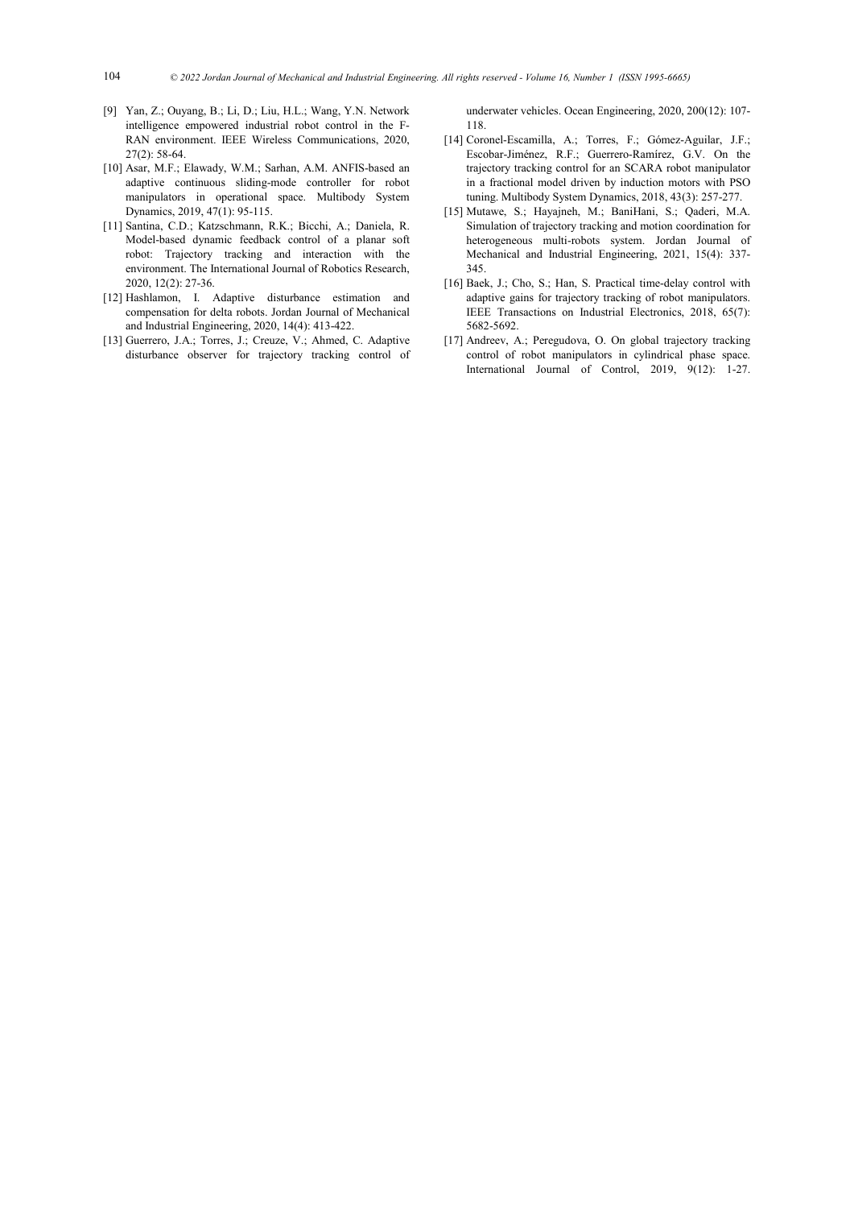[9] Yan, Z.; Ouyang, B.; Li, D.; Liu, H.L.; Wang, Y.N. Network intelligence empowered industrial robot control in the F-RAN environment. IEEE Wireless Communications, 2020, 27(2): 58-64.

[10] Asar, M.F.; Elawady, W.M.; Sarhan, A.M. ANFIS-based an adaptive continuous sliding-mode controller for robot manipulators in operational space. Multibody System Dynamics, 2019, 47(1): 95-115.

[11] Santina, C.D.; Katzschmann, R.K.; Bicchi, A.; Daniela, R. Model-based dynamic feedback control of a planar soft robot: Trajectory tracking and interaction with the environment. The International Journal of Robotics Research, 2020, 12(2): 27-36.

[12] Hashlamon, I. Adaptive disturbance estimation and compensation for delta robots. Jordan Journal of Mechanical and Industrial Engineering, 2020, 14(4): 413-422.

[13] Guerrero, J.A.; Torres, J.; Creuze, V.; Ahmed, C. Adaptive disturbance observer for trajectory tracking control of underwater vehicles. Ocean Engineering, 2020, 200(12): 107-118.

[14] Coronel-Escamilla, A.; Torres, F.; Gómez-Aguilar, J.F.; Escobar-Jiménez, R.F.; Guerrero-Ramírez, G.V. On the trajectory tracking control for an SCARA robot manipulator in a fractional model driven by induction motors with PSO tuning. Multibody System Dynamics, 2018, 43(3): 257-277.

[15] Mutawe, S.; Hayajneh, M.; BaniHani, S.; Qaderi, M.A. Simulation of trajectory tracking and motion coordination for heterogeneous multi-robots system. Jordan Journal of Mechanical and Industrial Engineering, 2021, 15(4): 337-345.

[16] Baek, J.; Cho, S.; Han, S. Practical time-delay control with adaptive gains for trajectory tracking of robot manipulators. IEEE Transactions on Industrial Electronics, 2018, 65(7): 5682-5692.

[17] Andreev, A.; Peregudova, O. On global trajectory tracking control of robot manipulators in cylindrical phase space. International Journal of Control, 2019, 9(12): 1-27.